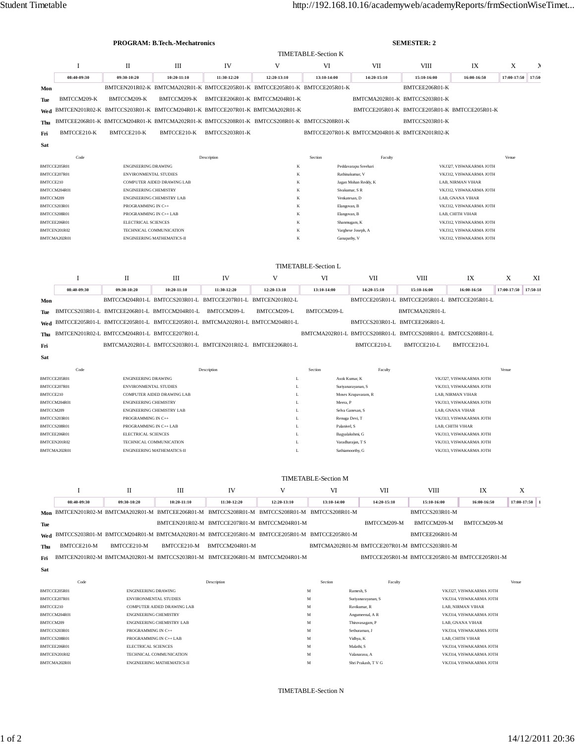**PROGRAM: B.Tech.-Mechatronics** **SEMESTER: 2**

## TIMETABLE-Section K

| | I | II | III | IV | V | VI | VII | VIII | IX | X | XI |
|---|---|---|---|---|---|---|---|---|---|---|---|
| | 08:40-09:30 | 09:30-10:20 | 10:20-11:10 | 11:30-12:20 | 12:20-13:10 | 13:10-14:00 | 14:20-15:10 | 15:10-16:00 | 16:00-16:50 | 17:00-17:50 | 17:50- |
| **Mon** | | BMTCEN201R02-K | BMTCMA202R01-K | BMTCCE205R01-K | BMTCCE205R01-K | BMTCCE205R01-K | | BMTCEE206R01-K | | | |
| **Tue** | BMTCCM209-K | BMTCCM209-K | BMTCCM209-K | BMTCEE206R01-K | BMTCCM204R01-K | | BMTCMA202R01-K | BMTCCS203R01-K | | | |
| **Wed** | BMTCEN201R02-K | BMTCCS203R01-K | BMTCCM204R01-K | BMTCCE207R01-K | BMTCMA202R01-K | | BMTCCE205R01-K | BMTCCE205R01-K | BMTCCE205R01-K | | |
| **Thu** | BMTCEE206R01-K | BMTCCM204R01-K | BMTCMA202R01-K | BMTCCS208R01-K | BMTCCS208R01-K | BMTCCS208R01-K | | BMTCCS203R01-K | | | |
| **Fri** | BMTCCE210-K | BMTCCE210-K | BMTCCE210-K | BMTCCS203R01-K | | BMTCCE207R01-K | BMTCCM204R01-K | BMTCEN201R02-K | | | |
| **Sat** | | | | | | | | | | | |

| Code | Description | Section | Faculty | Venue |
|---|---|---|---|---|
| BMTCCE205R01 | ENGINEERING DRAWING | K | Peddavarapu Sreehari | VKJ327, VISWAKARMA JOTH |
| BMTCCE207R01 | ENVIRONMENTAL STUDIES | K | Rathinakumar, V | VKJ312, VISWAKARMA JOTH |
| BMTCCE210 | COMPUTER AIDED DRAWING LAB | K | Jagan Mohan Reddy, K | LAB, NIRMAN VIHAR |
| BMTCCM204R01 | ENGINEERING CHEMISTRY | K | Sivakumar, S R | VKJ312, VISWAKARMA JOTH |
| BMTCCM209 | ENGINEERING CHEMISTRY LAB | K | Venkatesan, D | LAB, GNANA VIHAR |
| BMTCCS203R01 | PROGRAMMING IN C++ | K | Elangovan, B | VKJ312, VISWAKARMA JOTH |
| BMTCCS208R01 | PROGRAMMING IN C++ LAB | K | Elangovan, B | LAB, CHITH VIHAR |
| BMTCEE206R01 | ELECTRICAL SCIENCES | K | Shanmugam, K | VKJ312, VISWAKARMA JOTH |
| BMTCEN201R02 | TECHNICAL COMMUNICATION | K | Varghese Joseph, A | VKJ312, VISWAKARMA JOTH |
| BMTCMA202R01 | ENGINEERING MATHEMATICS-II | K | Ganapathy, V | VKJ312, VISWAKARMA JOTH |

## TIMETABLE-Section L

| | I | II | III | IV | V | VI | VII | VIII | IX | X | XI |
|---|---|---|---|---|---|---|---|---|---|---|---|
| | 08:40-09:30 | 09:30-10:20 | 10:20-11:10 | 11:30-12:20 | 12:20-13:10 | 13:10-14:00 | 14:20-15:10 | 15:10-16:00 | 16:00-16:50 | 17:00-17:50 | 17:50-1 |
| **Mon** | | BMTCCM204R01-L | BMTCCS203R01-L | BMTCCE207R01-L | BMTCEN201R02-L | | BMTCCE205R01-L | BMTCCE205R01-L | BMTCCE205R01-L | | |
| **Tue** | BMTCCS203R01-L | BMTCEE206R01-L | BMTCCM204R01-L | BMTCCM209-L | BMTCCM209-L | BMTCCM209-L | | BMTCMA202R01-L | | | |
| **Wed** | BMTCCE205R01-L | BMTCCE205R01-L | BMTCCE205R01-L | BMTCMA202R01-L | BMTCCM204R01-L | | BMTCCS203R01-L | BMTCEE206R01-L | | | |
| **Thu** | BMTCEN201R02-L | BMTCCM204R01-L | BMTCCE207R01-L | | | BMTCMA202R01-L | BMTCCS208R01-L | BMTCCS208R01-L | BMTCCS208R01-L | | |
| **Fri** | | BMTCMA202R01-L | BMTCCS203R01-L | BMTCEN201R02-L | BMTCEE206R01-L | | BMTCCE210-L | BMTCCE210-L | BMTCCE210-L | | |
| **Sat** | | | | | | | | | | | |

| Code | Description | Section | Faculty | Venue |
|---|---|---|---|---|
| BMTCCE205R01 | ENGINEERING DRAWING | L | Asok Kumar, K | VKJ327, VISWAKARMA JOTH |
| BMTCCE207R01 | ENVIRONMENTAL STUDIES | L | Suriyanarayanan, S | VKJ313, VISWAKARMA JOTH |
| BMTCCE210 | COMPUTER AIDED DRAWING LAB | L | Moses Krupavaram, R | LAB, NIRMAN VIHAR |
| BMTCCM204R01 | ENGINEERING CHEMISTRY | L | Meera, P | VKJ313, VISWAKARMA JOTH |
| BMTCCM209 | ENGINEERING CHEMISTRY LAB | L | Selva Ganesan, S | LAB, GNANA VIHAR |
| BMTCCS203R01 | PROGRAMMING IN C++ | L | Renuga Devi, T | VKJ313, VISWAKARMA JOTH |
| BMTCCS208R01 | PROGRAMMING IN C++ LAB | L | Palanivel, S | LAB, CHITH VIHAR |
| BMTCEE206R01 | ELECTRICAL SCIENCES | L | Bagyalakshmi, G | VKJ313, VISWAKARMA JOTH |
| BMTCEN201R02 | TECHNICAL COMMUNICATION | L | Varadharajan, T S | VKJ313, VISWAKARMA JOTH |
| BMTCMA202R01 | ENGINEERING MATHEMATICS-II | L | Sathiamoorthy, G | VKJ313, VISWAKARMA JOTH |

## TIMETABLE-Section M

| | I | II | III | IV | V | VI | VII | VIII | IX | X |
|---|---|---|---|---|---|---|---|---|---|---|
| | 08:40-09:30 | 09:30-10:20 | 10:20-11:10 | 11:30-12:20 | 12:20-13:10 | 13:10-14:00 | 14:20-15:10 | 15:10-16:00 | 16:00-16:50 | 17:00-17:50 |
| **Mon** | BMTCEN201R02-M | BMTCMA202R01-M | BMTCEE206R01-M | BMTCCS208R01-M | BMTCCS208R01-M | BMTCCS208R01-M | | BMTCCS203R01-M | | |
| **Tue** | | | BMTCEN201R02-M | BMTCCE207R01-M | BMTCCM204R01-M | | BMTCCM209-M | BMTCCM209-M | BMTCCM209-M | |
| **Wed** | BMTCCS203R01-M | BMTCCM204R01-M | BMTCMA202R01-M | BMTCCE205R01-M | BMTCCE205R01-M | BMTCCE205R01-M | | BMTCEE206R01-M | | |
| **Thu** | BMTCCE210-M | BMTCCE210-M | BMTCCE210-M | BMTCCM204R01-M | | BMTCMA202R01-M | BMTCCE207R01-M | BMTCCS203R01-M | | |
| **Fri** | BMTCEN201R02-M | BMTCMA202R01-M | BMTCCS203R01-M | BMTCEE206R01-M | BMTCCM204R01-M | | BMTCCE205R01-M | BMTCCE205R01-M | BMTCCE205R01-M | |
| **Sat** | | | | | | | | | | |

| Code | Description | Section | Faculty | Venue |
|---|---|---|---|---|
| BMTCCE205R01 | ENGINEERING DRAWING | M | Ramesh, S | VKJ327, VISWAKARMA JOTH |
| BMTCCE207R01 | ENVIRONMENTAL STUDIES | M | Suriyanarayanan, S | VKJ314, VISWAKARMA JOTH |
| BMTCCE210 | COMPUTER AIDED DRAWING LAB | M | Ravikumar, R | LAB, NIRMAN VIHAR |
| BMTCCM204R01 | ENGINEERING CHEMISTRY | M | Angumeenal, A R | VKJ314, VISWAKARMA JOTH |
| BMTCCM209 | ENGINEERING CHEMISTRY LAB | M | Thiruvasagam, P | LAB, GNANA VIHAR |
| BMTCCS203R01 | PROGRAMMING IN C++ | M | Sethuraman, J | VKJ314, VISWAKARMA JOTH |
| BMTCCS208R01 | PROGRAMMING IN C++ LAB | M | Vidhya, K | LAB, CHITH VIHAR |
| BMTCEE206R01 | ELECTRICAL SCIENCES | M | Malathi, S | VKJ314, VISWAKARMA JOTH |
| BMTCEN201R02 | TECHNICAL COMMUNICATION | M | Valanarasu, A | VKJ314, VISWAKARMA JOTH |
| BMTCMA202R01 | ENGINEERING MATHEMATICS-II | M | Shri Prakash, T V G | VKJ314, VISWAKARMA JOTH |

## TIMETABLE-Section N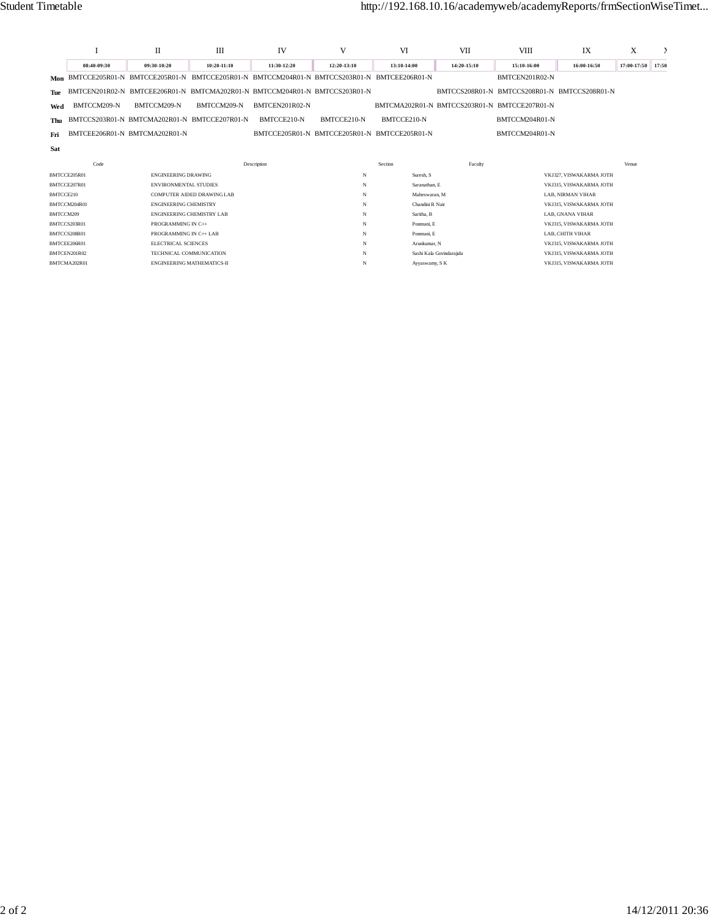| | I | II | III | IV | V | VI | VII | VIII | IX | X | X |
|---|---|---|---|---|---|---|---|---|---|---|---|
| | 08:40-09:30 | 09:30-10:20 | 10:20-11:10 | 11:30-12:20 | 12:20-13:10 | 13:10-14:00 | 14:20-15:10 | 15:10-16:00 | 16:00-16:50 | 17:00-17:50 | 17:50 |
| **Mon** | BMTCCE205R01-N | BMTCCE205R01-N | BMTCCE205R01-N | BMTCCM204R01-N | BMTCCS203R01-N | BMTCEE206R01-N | | BMTCEN201R02-N | | | |
| **Tue** | BMTCEN201R02-N | BMTCEE206R01-N | BMTCMA202R01-N | BMTCCM204R01-N | BMTCCS203R01-N | | BMTCCS208R01-N | BMTCCS208R01-N | BMTCCS208R01-N | | |
| **Wed** | BMTCCM209-N | BMTCCM209-N | BMTCCM209-N | BMTCEN201R02-N | | BMTCMA202R01-N | BMTCCS203R01-N | BMTCCE207R01-N | | | |
| **Thu** | BMTCCS203R01-N | BMTCMA202R01-N | BMTCCE207R01-N | BMTCCE210-N | BMTCCE210-N | BMTCCE210-N | | BMTCCM204R01-N | | | |
| **Fri** | BMTCEE206R01-N | BMTCMA202R01-N | | BMTCCE205R01-N | BMTCCE205R01-N | BMTCCE205R01-N | | BMTCCM204R01-N | | | |
| **Sat** | | | | | | | | | | | |

| Code | Description | Section | Faculty | Venue |
|---|---|---|---|---|
| BMTCCE205R01 | ENGINEERING DRAWING | N | Suresh, S | VKJ327, VISWAKARMA JOTH |
| BMTCCE207R01 | ENVIRONMENTAL STUDIES | N | Saranathan, E | VKJ315, VISWAKARMA JOTH |
| BMTCCE210 | COMPUTER AIDED DRAWING LAB | N | Maheswaran, M | LAB, NIRMAN VIHAR |
| BMTCCM204R01 | ENGINEERING CHEMISTRY | N | Chandini R Nair | VKJ315, VISWAKARMA JOTH |
| BMTCCM209 | ENGINEERING CHEMISTRY LAB | N | Saritha, B | LAB, GNANA VIHAR |
| BMTCCS203R01 | PROGRAMMING IN C++ | N | Ponmani, E | VKJ315, VISWAKARMA JOTH |
| BMTCCS208R01 | PROGRAMMING IN C++ LAB | N | Ponmani, E | LAB, CHITH VIHAR |
| BMTCEE206R01 | ELECTRICAL SCIENCES | N | Arunkumar, N | VKJ315, VISWAKARMA JOTH |
| BMTCEN201R02 | TECHNICAL COMMUNICATION | N | Sashi Kala Govindarajulu | VKJ315, VISWAKARMA JOTH |
| BMTCMA202R01 | ENGINEERING MATHEMATICS-II | N | Ayyaswamy, S K | VKJ315, VISWAKARMA JOTH |